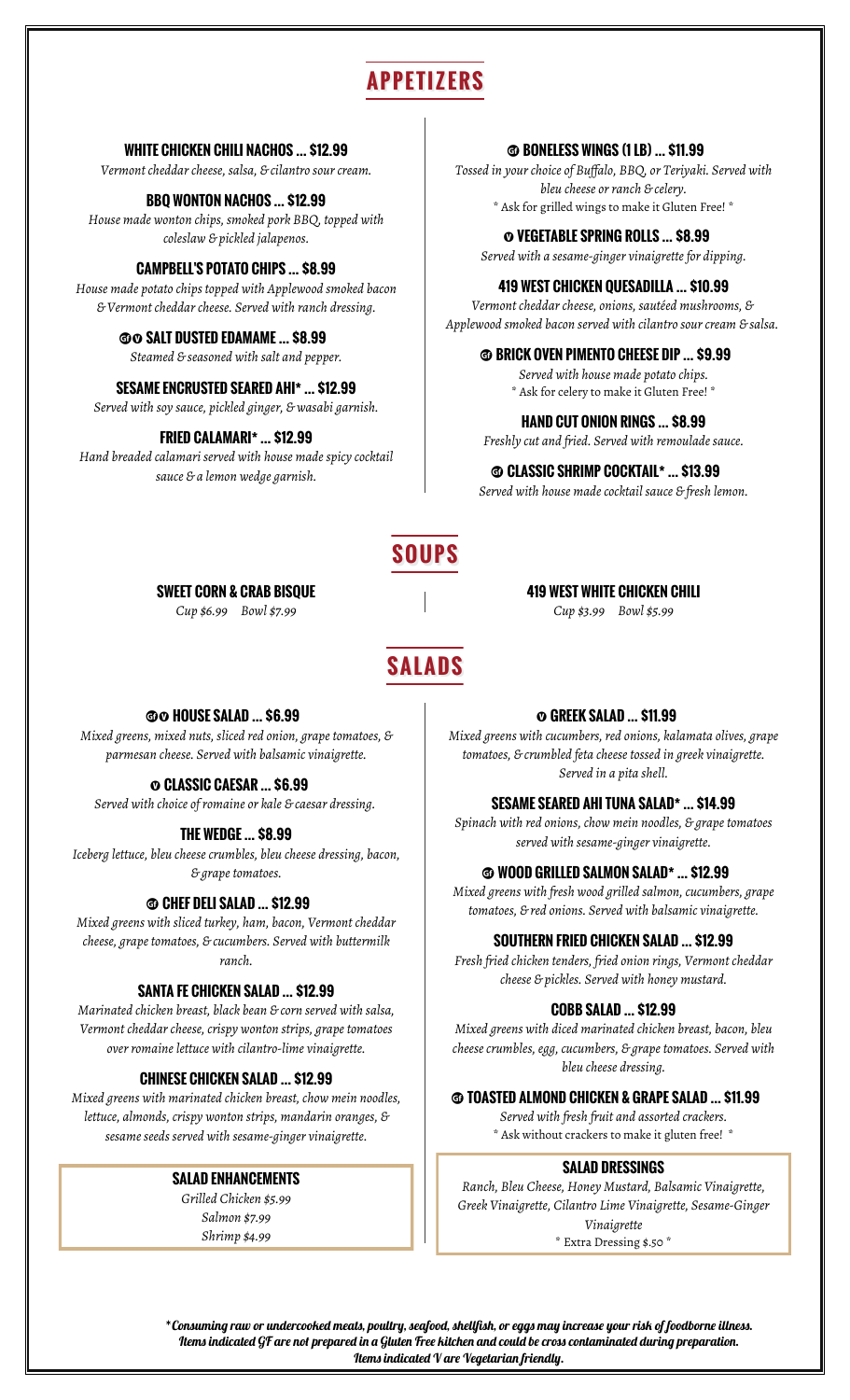# APPETIZERS

### WHITE CHICKEN CHILI NACHOS ... $12.99

*Vermont cheddar cheese, salsa, & cilantro sour cream.*

### BBQ WONTON NACHOS ... $12.99

*House made wonton chips, smoked pork BBQ, topped with coleslaw & pickled jalapenos.*

### CAMPBELL'S POTATO CHIPS ... $8.99

*House made potato chips topped with Applewood smoked bacon & Vermont cheddar cheese. Served with ranch dressing.*

### GF V SALT DUSTED EDAMAME ... $8.99

*Steamed & seasoned with salt and pepper.*

### SESAME ENCRUSTED SEARED AHI* ... $12.99

*Served with soy sauce, pickled ginger, & wasabi garnish.*

### FRIED CALAMARI* ... $12.99

*Hand breaded calamari served with house made spicy cocktail sauce & a lemon wedge garnish.*

### GF BONELESS WINGS (1 LB) ... $11.99

*Tossed in your choice of Buffalo, BBQ, or Teriyaki. Served with bleu cheese or ranch & celery.*

* Ask for grilled wings to make it Gluten Free! *

### V VEGETABLE SPRING ROLLS ... $8.99

*Served with a sesame-ginger vinaigrette for dipping.*

### 419 WEST CHICKEN QUESADILLA ... $10.99

*Vermont cheddar cheese, onions, sautéed mushrooms, & Applewood smoked bacon served with cilantro sour cream & salsa.*

### GF BRICK OVEN PIMENTO CHEESE DIP ... $9.99

*Served with house made potato chips.*

* Ask for celery to make it Gluten Free! *

### HAND CUT ONION RINGS ... $8.99

*Freshly cut and fried. Served with remoulade sauce.*

### GF CLASSIC SHRIMP COCKTAIL* ... $13.99

*Served with house made cocktail sauce & fresh lemon.*

# SOUPS

### SWEET CORN & CRAB BISQUE

*Cup $6.99 Bowl $7.99*

### 419 WEST WHITE CHICKEN CHILI

*Cup $3.99 Bowl $5.99*

# SALADS

### GF V HOUSE SALAD ... $6.99

*Mixed greens, mixed nuts, sliced red onion, grape tomatoes, & parmesan cheese. Served with balsamic vinaigrette.*

### V CLASSIC CAESAR ... $6.99

*Served with choice of romaine or kale & caesar dressing.*

### THE WEDGE ... $8.99

*Iceberg lettuce, bleu cheese crumbles, bleu cheese dressing, bacon, & grape tomatoes.*

### GF CHEF DELI SALAD ... $12.99

*Mixed greens with sliced turkey, ham, bacon, Vermont cheddar cheese, grape tomatoes, & cucumbers. Served with buttermilk ranch.*

### SANTA FE CHICKEN SALAD ... $12.99

*Marinated chicken breast, black bean & corn served with salsa, Vermont cheddar cheese, crispy wonton strips, grape tomatoes over romaine lettuce with cilantro-lime vinaigrette.*

### CHINESE CHICKEN SALAD ... $12.99

*Mixed greens with marinated chicken breast, chow mein noodles, lettuce, almonds, crispy wonton strips, mandarin oranges, & sesame seeds served with sesame-ginger vinaigrette.*

### SALAD ENHANCEMENTS

*Grilled Chicken $5.99*
*Salmon $7.99*
*Shrimp $4.99*

### V GREEK SALAD ... $11.99

*Mixed greens with cucumbers, red onions, kalamata olives, grape tomatoes, & crumbled feta cheese tossed in greek vinaigrette. Served in a pita shell.*

### SESAME SEARED AHI TUNA SALAD* ... $14.99

*Spinach with red onions, chow mein noodles, & grape tomatoes served with sesame-ginger vinaigrette.*

### GF WOOD GRILLED SALMON SALAD* ... $12.99

*Mixed greens with fresh wood grilled salmon, cucumbers, grape tomatoes, & red onions. Served with balsamic vinaigrette.*

### SOUTHERN FRIED CHICKEN SALAD ... $12.99

*Fresh fried chicken tenders, fried onion rings, Vermont cheddar cheese & pickles. Served with honey mustard.*

### COBB SALAD ... $12.99

*Mixed greens with diced marinated chicken breast, bacon, bleu cheese crumbles, egg, cucumbers, & grape tomatoes. Served with bleu cheese dressing.*

### GF TOASTED ALMOND CHICKEN & GRAPE SALAD ... $11.99

*Served with fresh fruit and assorted crackers.*

* Ask without crackers to make it gluten free! *

### SALAD DRESSINGS

*Ranch, Bleu Cheese, Honey Mustard, Balsamic Vinaigrette, Greek Vinaigrette, Cilantro Lime Vinaigrette, Sesame-Ginger Vinaigrette*

* Extra Dressing $.50 *

*Consuming raw or undercooked meats, poultry, seafood, shellfish, or eggs may increase your risk of foodborne illness.
Items indicated GF are not prepared in a Gluten Free kitchen and could be cross contaminated during preparation.
Items indicated V are Vegetarian friendly.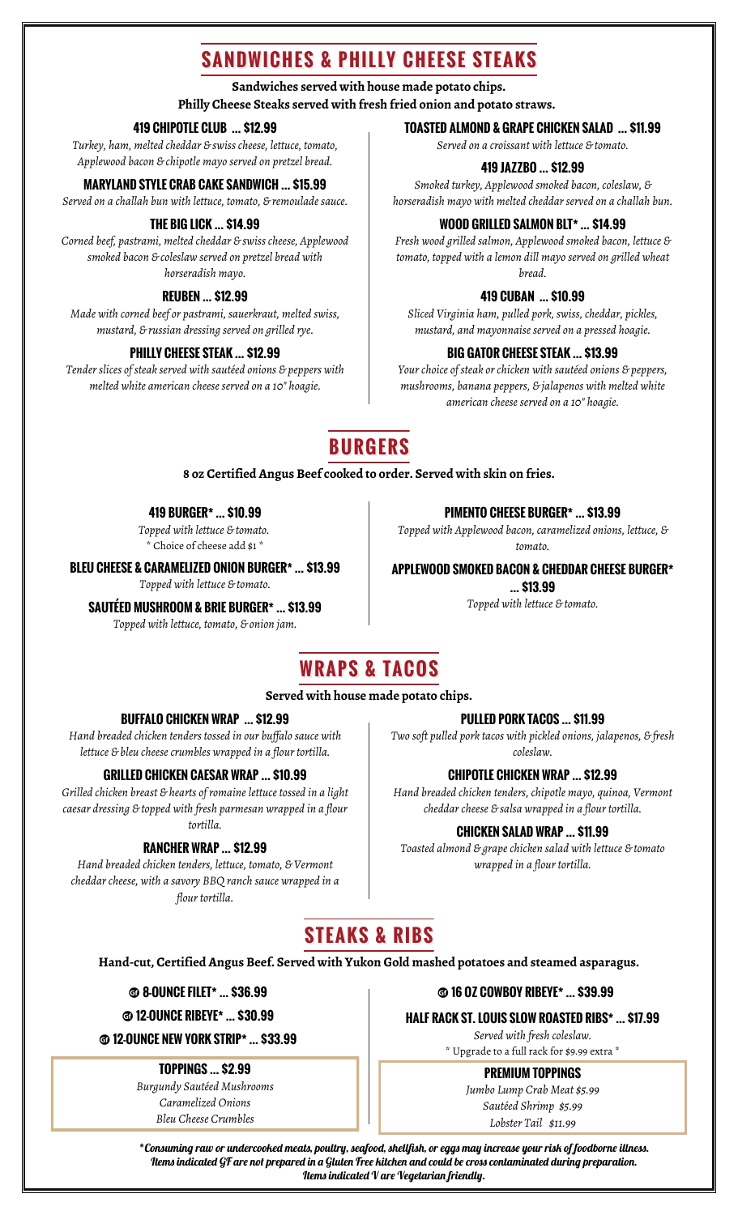# SANDWICHES & PHILLY CHEESE STEAKS

**Sandwiches served with house made potato chips.**
**Philly Cheese Steaks served with fresh fried onion and potato straws.**

### 419 CHIPOTLE CLUB ... $12.99

*Turkey, ham, melted cheddar & swiss cheese, lettuce, tomato, Applewood bacon & chipotle mayo served on pretzel bread.*

### MARYLAND STYLE CRAB CAKE SANDWICH ... $15.99

*Served on a challah bun with lettuce, tomato, & remoulade sauce.*

### THE BIG LICK ... $14.99

*Corned beef, pastrami, melted cheddar & swiss cheese, Applewood smoked bacon & coleslaw served on pretzel bread with horseradish mayo.*

### REUBEN ... $12.99

*Made with corned beef or pastrami, sauerkraut, melted swiss, mustard, & russian dressing served on grilled rye.*

### PHILLY CHEESE STEAK ... $12.99

*Tender slices of steak served with sautéed onions & peppers with melted white american cheese served on a 10" hoagie.*

### TOASTED ALMOND & GRAPE CHICKEN SALAD ... $11.99

*Served on a croissant with lettuce & tomato.*

### 419 JAZZBO ... $12.99

*Smoked turkey, Applewood smoked bacon, coleslaw, & horseradish mayo with melted cheddar served on a challah bun.*

### WOOD GRILLED SALMON BLT* ... $14.99

*Fresh wood grilled salmon, Applewood smoked bacon, lettuce & tomato, topped with a lemon dill mayo served on grilled wheat bread.*

### 419 CUBAN ... $10.99

*Sliced Virginia ham, pulled pork, swiss, cheddar, pickles, mustard, and mayonnaise served on a pressed hoagie.*

### BIG GATOR CHEESE STEAK ... $13.99

*Your choice of steak or chicken with sautéed onions & peppers, mushrooms, banana peppers, & jalapenos with melted white american cheese served on a 10" hoagie.*

# BURGERS

**8 oz Certified Angus Beef cooked to order. Served with skin on fries.**

### 419 BURGER* ... $10.99

*Topped with lettuce & tomato.*
* Choice of cheese add $1 *

### BLEU CHEESE & CARAMELIZED ONION BURGER* ... $13.99

*Topped with lettuce & tomato.*

### SAUTÉED MUSHROOM & BRIE BURGER* ... $13.99

*Topped with lettuce, tomato, & onion jam.*

### PIMENTO CHEESE BURGER* ... $13.99

*Topped with Applewood bacon, caramelized onions, lettuce, & tomato.*

### APPLEWOOD SMOKED BACON & CHEDDAR CHEESE BURGER* ... $13.99

*Topped with lettuce & tomato.*

# WRAPS & TACOS

**Served with house made potato chips.**

### BUFFALO CHICKEN WRAP ... $12.99

*Hand breaded chicken tenders tossed in our buffalo sauce with lettuce & bleu cheese crumbles wrapped in a flour tortilla.*

### GRILLED CHICKEN CAESAR WRAP ... $10.99

*Grilled chicken breast & hearts of romaine lettuce tossed in a light caesar dressing & topped with fresh parmesan wrapped in a flour tortilla.*

### RANCHER WRAP ... $12.99

*Hand breaded chicken tenders, lettuce, tomato, & Vermont cheddar cheese, with a savory BBQ ranch sauce wrapped in a flour tortilla.*

### PULLED PORK TACOS ... $11.99

*Two soft pulled pork tacos with pickled onions, jalapenos, & fresh coleslaw.*

### CHIPOTLE CHICKEN WRAP ... $12.99

*Hand breaded chicken tenders, chipotle mayo, quinoa, Vermont cheddar cheese & salsa wrapped in a flour tortilla.*

### CHICKEN SALAD WRAP ... $11.99

*Toasted almond & grape chicken salad with lettuce & tomato wrapped in a flour tortilla.*

# STEAKS & RIBS

**Hand-cut, Certified Angus Beef. Served with Yukon Gold mashed potatoes and steamed asparagus.**

### GF 8-OUNCE FILET* ... $36.99

### GF 12-OUNCE RIBEYE* ... $30.99

### GF 12-OUNCE NEW YORK STRIP* ... $33.99

### TOPPINGS ... $2.99

*Burgundy Sautéed Mushrooms*
*Caramelized Onions*
*Bleu Cheese Crumbles*

### GF 16 OZ COWBOY RIBEYE* ... $39.99

### HALF RACK ST. LOUIS SLOW ROASTED RIBS* ... $17.99

*Served with fresh coleslaw.*
* Upgrade to a full rack for $9.99 extra *

### PREMIUM TOPPINGS

*Jumbo Lump Crab Meat $5.99*
*Sautéed Shrimp $5.99*
*Lobster Tail $11.99*

*Consuming raw or undercooked meats, poultry, seafood, shellfish, or eggs may increase your risk of foodborne illness.
Items indicated GF are not prepared in a Gluten Free kitchen and could be cross contaminated during preparation.
Items indicated V are Vegetarian friendly.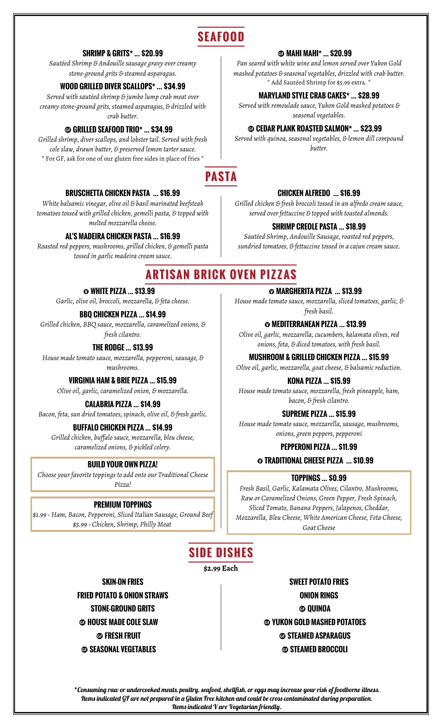# SEAFOOD

### SHRIMP & GRITS* ... $20.99

*Sautéed Shrimp & Andouille sausage gravy over creamy stone-ground grits & steamed asparagus.*

### WOOD GRILLED DIVER SCALLOPS* ... $34.99

*Served with sautéed shrimp & jumbo lump crab meat over creamy stone-ground grits, steamed asparagus, & drizzled with crab butter.*

### GF GRILLED SEAFOOD TRIO* ... $34.99

*Grilled shrimp, diver scallops, and lobster tail. Served with fresh cole slaw, drawn butter, & preserved lemon tarter sauce.*
* For GF, ask for one of our gluten free sides in place of fries *

### GF MAHI MAHI* ... $20.99

*Pan seared with white wine and lemon served over Yukon Gold mashed potatoes & seasonal vegetables, drizzled with crab butter.*
* Add Sautéed Shrimp for $5.99 extra. *

### MARYLAND STYLE CRAB CAKES* ... $28.99

*Served with remoulade sauce, Yukon Gold mashed potatoes & seasonal vegetables.*

### GF CEDAR PLANK ROASTED SALMON* ... $23.99

*Served with quinoa, seasonal vegetables, & lemon dill compound butter.*

# PASTA

### BRUSCHETTA CHICKEN PASTA ... $16.99

*White balsamic vinegar, olive oil & basil marinated beefsteak tomatoes tossed with grilled chicken, gemelli pasta, & topped with melted mozzarella cheese.*

### AL'S MADEIRA CHICKEN PASTA ... $16.99

*Roasted red peppers, mushrooms, grilled chicken, & gemelli pasta tossed in garlic madeira cream sauce.*

### CHICKEN ALFREDO ... $16.99

*Grilled chicken & fresh broccoli tossed in an alfredo cream sauce, served over fettuccine & topped with toasted almonds.*

### SHRIMP CREOLE PASTA ... $18.99

*Sautéed Shrimp, Andouille Sausage, roasted red peppers, sundried tomatoes, & fettuccine tossed in a cajun cream sauce.*

# ARTISAN BRICK OVEN PIZZAS

### V WHITE PIZZA ... $13.99

*Garlic, olive oil, broccoli, mozzarella, & feta cheese.*

### BBQ CHICKEN PIZZA ... $14.99

*Grilled chicken, BBQ sauce, mozzarella, caramelized onions, & fresh cilantro.*

### THE RODGE ... $13.99

*House made tomato sauce, mozzarella, pepperoni, sausage, & mushrooms.*

### VIRGINIA HAM & BRIE PIZZA ... $15.99

*Olive oil, garlic, caramelized onion, & mozzarella.*

### CALABRIA PIZZA ... $14.99

*Bacon, feta, sun dried tomatoes, spinach, olive oil, & fresh garlic.*

### BUFFALO CHICKEN PIZZA ... $14.99

*Grilled chicken, buffalo sauce, mozzarella, bleu cheese, caramelized onions, & pickled celery.*

### V MARGHERITA PIZZA ... $13.99

*House made tomato sauce, mozzarella, sliced tomatoes, garlic, & fresh basil.*

### V MEDITERRANEAN PIZZA ... $13.99

*Olive oil, garlic, mozzarella, cucumbers, kalamata olives, red onions, feta, & diced tomatoes, with fresh basil.*

### MUSHROOM & GRILLED CHICKEN PIZZA ... $15.99

*Olive oil, garlic, mozzarella, goat cheese, & balsamic reduction.*

### KONA PIZZA ... $15.99

*House made tomato sauce, mozzarella, fresh pineapple, ham, bacon, & fresh cilantro.*

### SUPREME PIZZA ... $15.99

*House made tomato sauce, mozzarella, sausage, mushrooms, onions, green peppers, pepperoni*

### PEPPERONI PIZZA ... $11.99

### V TRADITIONAL CHEESE PIZZA ... $10.99

### BUILD YOUR OWN PIZZA!

*Choose your favorite toppings to add onto our Traditional Cheese Pizza!*

### PREMIUM TOPPINGS

*$1.99 - Ham, Bacon, Pepperoni, Sliced Italian Sausage, Ground Beef*
*$5.99 - Chicken, Shrimp, Philly Meat*

### TOPPINGS ... $0.99

*Fresh Basil, Garlic, Kalamata Olives, Cilantro, Mushrooms, Raw or Caramelized Onions, Green Pepper, Fresh Spinach, Sliced Tomato, Banana Peppers, Jalapenos, Cheddar, Mozzarella, Bleu Cheese, White American Cheese, Feta Cheese, Goat Cheese*

# SIDE DISHES

**$2.99 Each**

- SKIN-ON FRIES
- FRIED POTATO & ONION STRAWS
- STONE-GROUND GRITS
- GF HOUSE MADE COLE SLAW
- GF FRESH FRUIT
- GF SEASONAL VEGETABLES
- SWEET POTATO FRIES
- ONION RINGS
- GF QUINOA
- GF YUKON GOLD MASHED POTATOES
- GF STEAMED ASPARAGUS
- GF STEAMED BROCCOLI

*Consuming raw or undercooked meats, poultry, seafood, shellfish, or eggs may increase your risk of foodborne illness.
Items indicated GF are not prepared in a Gluten Free kitchen and could be cross contaminated during preparation.
Items indicated V are Vegetarian friendly.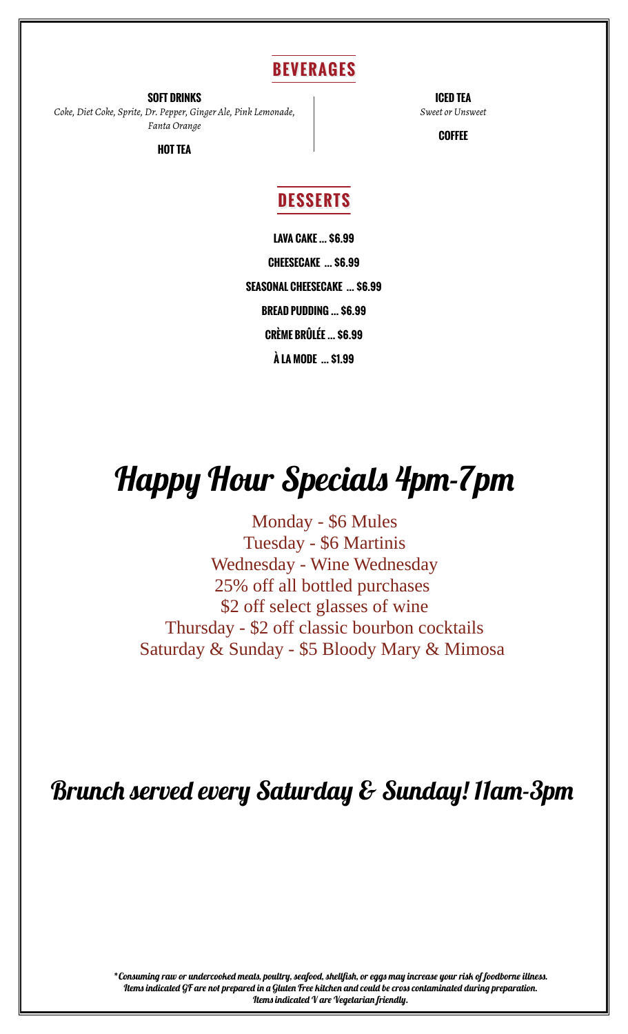## BEVERAGES

**SOFT DRINKS**
*Coke, Diet Coke, Sprite, Dr. Pepper, Ginger Ale, Pink Lemonade, Fanta Orange*

**HOT TEA**

**ICED TEA**
*Sweet or Unsweet*

**COFFEE**

## DESSERTS

**LAVA CAKE ... $6.99**

**CHEESECAKE ... $6.99**

**SEASONAL CHEESECAKE ... $6.99**

**BREAD PUDDING ... $6.99**

**CRÈME BRÛLÉE ... $6.99**

**À LA MODE ... $1.99**

# Happy Hour Specials 4pm-7pm

Monday - $6 Mules
Tuesday - $6 Martinis
Wednesday - Wine Wednesday
25% off all bottled purchases
$2 off select glasses of wine
Thursday - $2 off classic bourbon cocktails
Saturday & Sunday - $5 Bloody Mary & Mimosa

# Brunch served every Saturday & Sunday! 11am-3pm

*Consuming raw or undercooked meats, poultry, seafood, shellfish, or eggs may increase your risk of foodborne illness.
Items indicated GF are not prepared in a Gluten Free kitchen and could be cross contaminated during preparation.
Items indicated V are Vegetarian friendly.